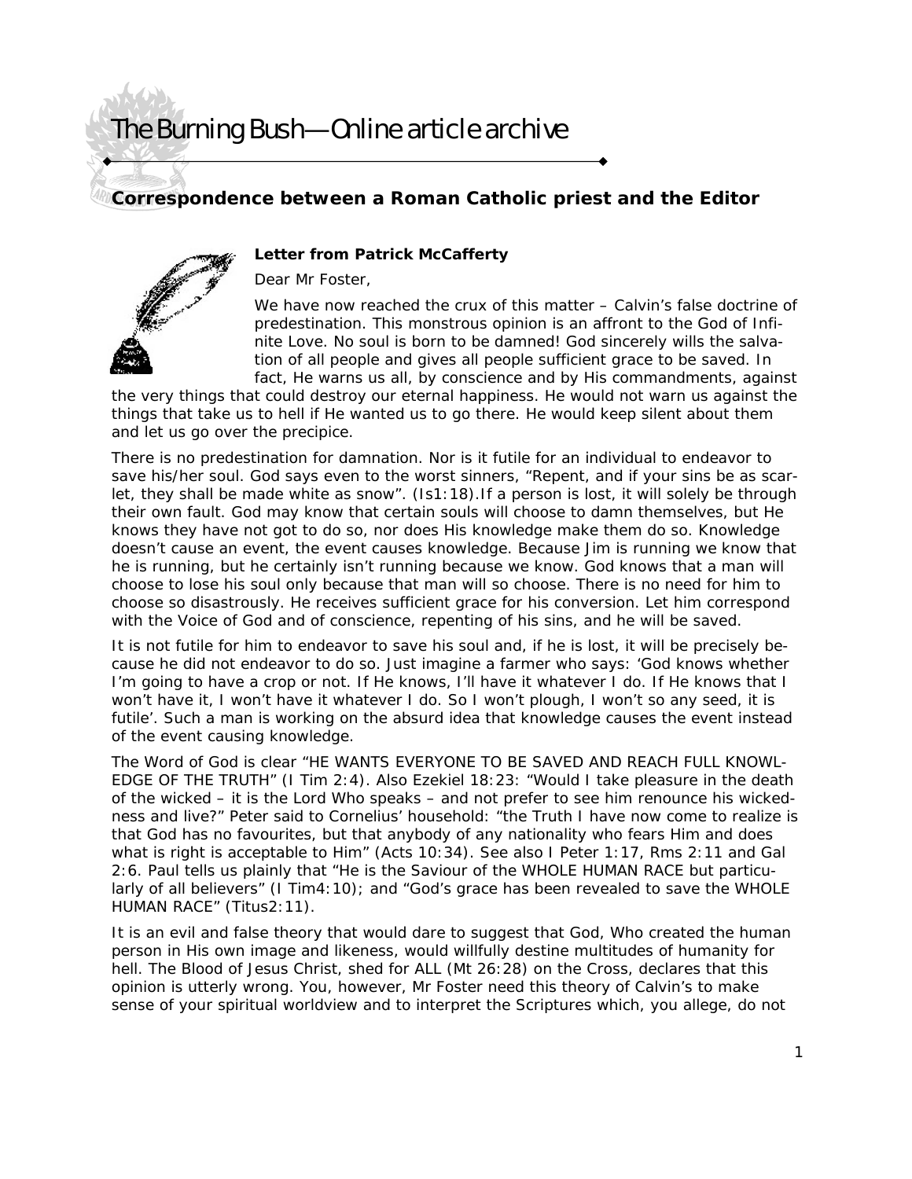# The Burning Bush—Online article archive

## Correspondence between a Roman Catholic priest and the Editor

**Letter from Patrick McCafferty**

Dear Mr Foster,

We have now reached the crux of this matter – Calvin's false doctrine of predestination. This monstrous opinion is an affront to the God of Infinite Love. No soul is born to be damned! God sincerely wills the salvation of all people and gives all people sufficient grace to be saved. In fact, He warns us all, by conscience and by His commandments, against the very things that could destroy our eternal happiness. He would not warn us against the things that take us to hell if He wanted us to go there. He would keep silent about them and let us go over the precipice.

There is no predestination for damnation. Nor is it futile for an individual to endeavor to save his/her soul. God says even to the worst sinners, "Repent, and if your sins be as scarlet, they shall be made white as snow". (Is1:18).If a person is lost, it will solely be through their own fault. God may know that certain souls will choose to damn themselves, but He knows they have not got to do so, nor does His knowledge make them do so. Knowledge doesn't cause an event, the event causes knowledge. Because Jim is running we know that he is running, but he certainly isn't running because we know. God knows that a man will choose to lose his soul only because that man will so choose. There is no need for him to choose so disastrously. He receives sufficient grace for his conversion. Let him correspond with the Voice of God and of conscience, repenting of his sins, and he will be saved.

It is not futile for him to endeavor to save his soul and, if he is lost, it will be precisely because he did not endeavor to do so. Just imagine a farmer who says: 'God knows whether I'm going to have a crop or not. If He knows, I'll have it whatever I do. If He knows that I won't have it, I won't have it whatever I do. So I won't plough, I won't so any seed, it is futile'. Such a man is working on the absurd idea that knowledge causes the event instead of the event causing knowledge.

The Word of God is clear "HE WANTS EVERYONE TO BE SAVED AND REACH FULL KNOWLEDGE OF THE TRUTH" (I Tim 2:4). Also Ezekiel 18:23: "Would I take pleasure in the death of the wicked – it is the Lord Who speaks – and not prefer to see him renounce his wickedness and live?" Peter said to Cornelius' household: "the Truth I have now come to realize is that God has no favourites, but that anybody of any nationality who fears Him and does what is right is acceptable to Him" (Acts 10:34). See also I Peter 1:17, Rms 2:11 and Gal 2:6. Paul tells us plainly that "He is the Saviour of the WHOLE HUMAN RACE but particularly of all believers" (I Tim4:10); and "God's grace has been revealed to save the WHOLE HUMAN RACE" (Titus2:11).

It is an evil and false theory that would dare to suggest that God, Who created the human person in His own image and likeness, would willfully destine multitudes of humanity for hell. The Blood of Jesus Christ, shed for ALL (Mt 26:28) on the Cross, declares that this opinion is utterly wrong. You, however, Mr Foster need this theory of Calvin's to make sense of your spiritual worldview and to interpret the Scriptures which, you allege, do not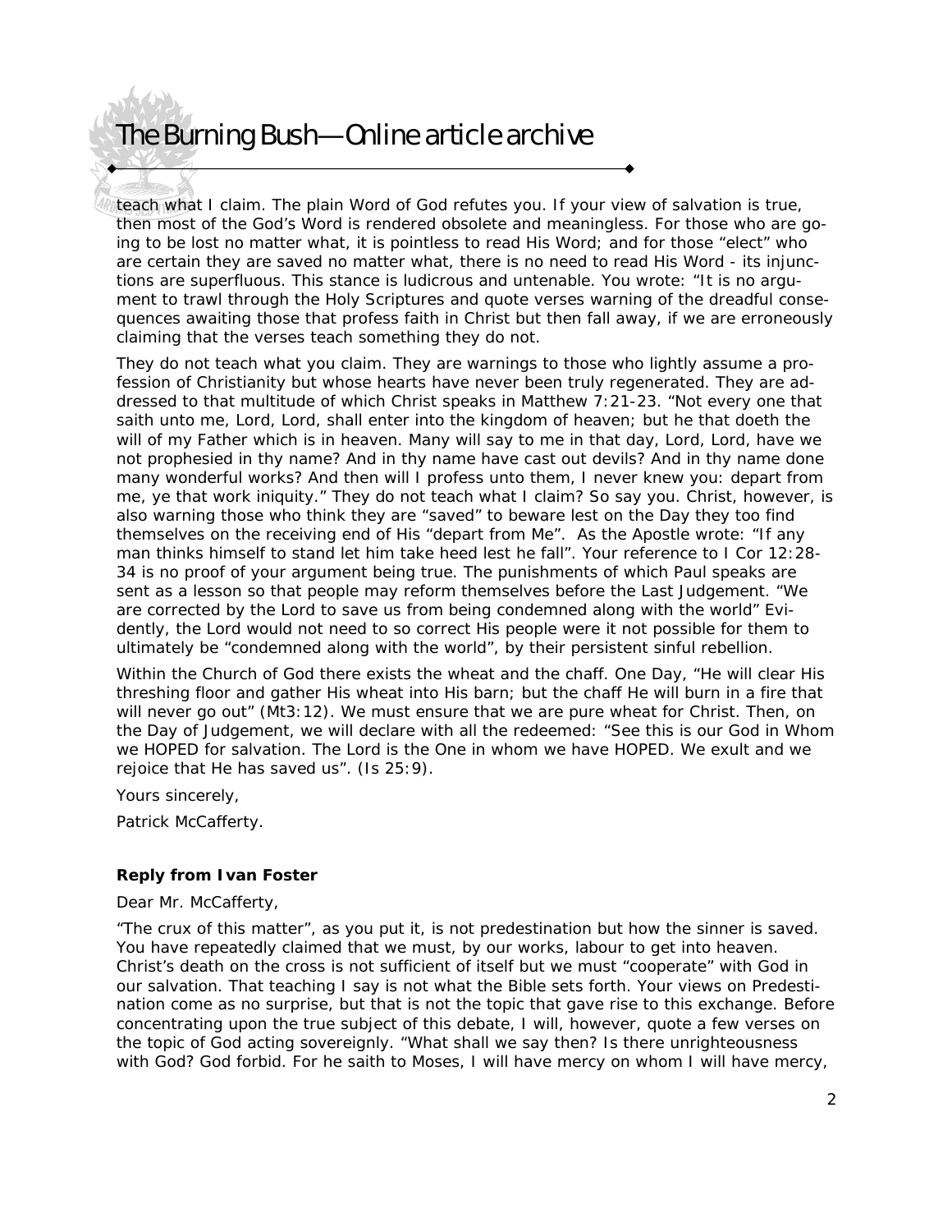teach what I claim. The plain Word of God refutes you. If your view of salvation is true, then most of the God's Word is rendered obsolete and meaningless. For those who are going to be lost no matter what, it is pointless to read His Word; and for those "elect" who are certain they are saved no matter what, there is no need to read His Word - its injunctions are superfluous. This stance is ludicrous and untenable. You wrote: "It is no argument to trawl through the Holy Scriptures and quote verses warning of the dreadful consequences awaiting those that profess faith in Christ but then fall away, if we are erroneously claiming that the verses teach something they do not.

They do not teach what you claim. They are warnings to those who lightly assume a profession of Christianity but whose hearts have never been truly regenerated. They are addressed to that multitude of which Christ speaks in Matthew 7:21-23. "Not every one that saith unto me, Lord, Lord, shall enter into the kingdom of heaven; but he that doeth the will of my Father which is in heaven. Many will say to me in that day, Lord, Lord, have we not prophesied in thy name? And in thy name have cast out devils? And in thy name done many wonderful works? And then will I profess unto them, I never knew you: depart from me, ye that work iniquity." They do not teach what I claim? So say you. Christ, however, is also warning those who think they are "saved" to beware lest on the Day they too find themselves on the receiving end of His "depart from Me". As the Apostle wrote: "If any man thinks himself to stand let him take heed lest he fall". Your reference to I Cor 12:28-34 is no proof of your argument being true. The punishments of which Paul speaks are sent as a lesson so that people may reform themselves before the Last Judgement. "We are corrected by the Lord to save us from being condemned along with the world" Evidently, the Lord would not need to so correct His people were it not possible for them to ultimately be "condemned along with the world", by their persistent sinful rebellion.

Within the Church of God there exists the wheat and the chaff. One Day, "He will clear His threshing floor and gather His wheat into His barn; but the chaff He will burn in a fire that will never go out" (Mt3:12). We must ensure that we are pure wheat for Christ. Then, on the Day of Judgement, we will declare with all the redeemed: "See this is our God in Whom we HOPED for salvation. The Lord is the One in whom we have HOPED. We exult and we rejoice that He has saved us". (Is 25:9).

Yours sincerely,

Patrick McCafferty.

**Reply from Ivan Foster**

Dear Mr. McCafferty,

"The crux of this matter", as you put it, is not predestination but how the sinner is saved. You have repeatedly claimed that we must, by our works, labour to get into heaven. Christ's death on the cross is not sufficient of itself but we must "cooperate" with God in our salvation. That teaching I say is not what the Bible sets forth. Your views on Predestination come as no surprise, but that is not the topic that gave rise to this exchange. Before concentrating upon the true subject of this debate, I will, however, quote a few verses on the topic of God acting sovereignly. "What shall we say then? Is there unrighteousness with God? God forbid. For he saith to Moses, I will have mercy on whom I will have mercy,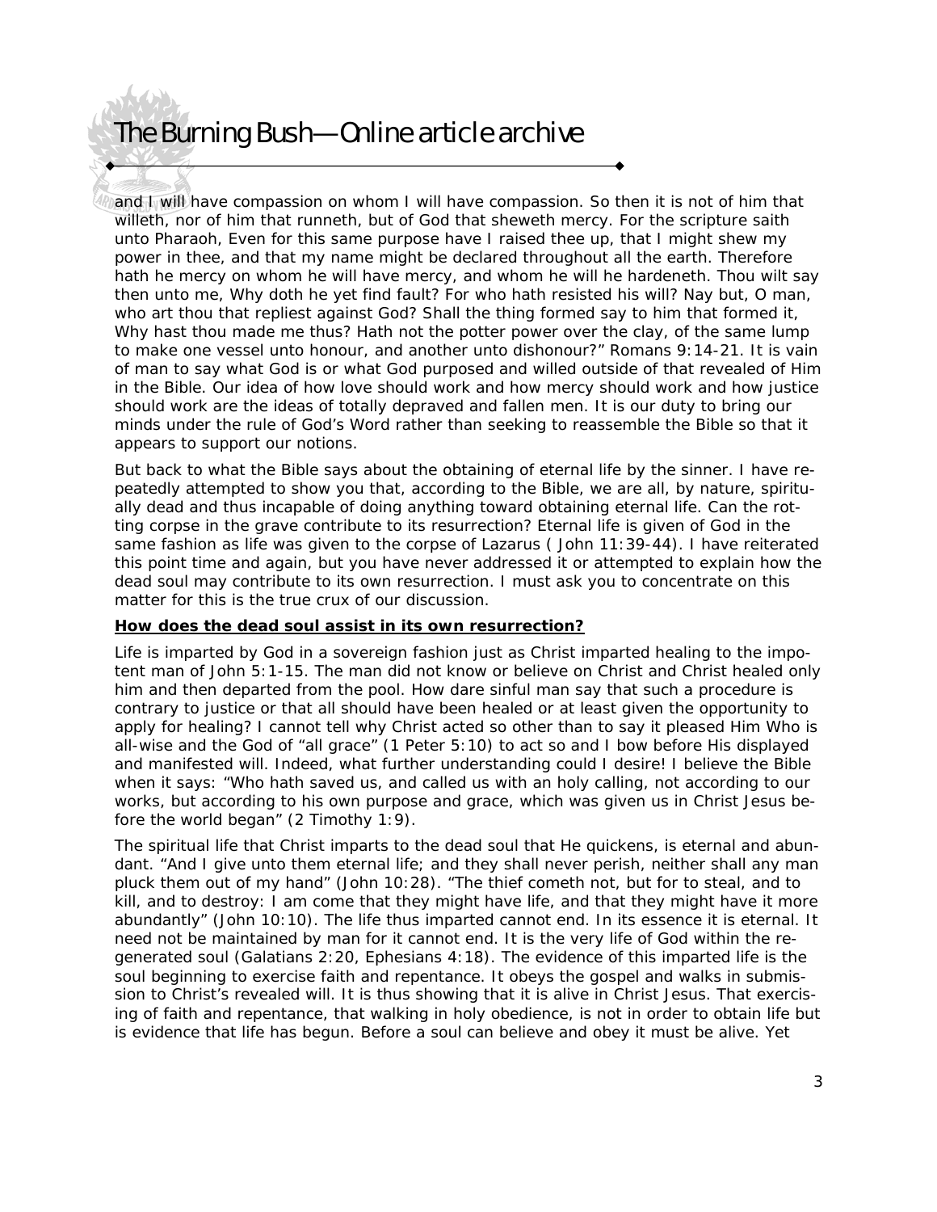and I will have compassion on whom I will have compassion. So then it is not of him that willeth, nor of him that runneth, but of God that sheweth mercy. For the scripture saith unto Pharaoh, Even for this same purpose have I raised thee up, that I might shew my power in thee, and that my name might be declared throughout all the earth. Therefore hath he mercy on whom he will have mercy, and whom he will he hardeneth. Thou wilt say then unto me, Why doth he yet find fault? For who hath resisted his will? Nay but, O man, who art thou that repliest against God? Shall the thing formed say to him that formed it, Why hast thou made me thus? Hath not the potter power over the clay, of the same lump to make one vessel unto honour, and another unto dishonour?" Romans 9:14-21. It is vain of man to say what God is or what God purposed and willed outside of that revealed of Him in the Bible. Our idea of how love should work and how mercy should work and how justice should work are the ideas of totally depraved and fallen men. It is our duty to bring our minds under the rule of God's Word rather than seeking to reassemble the Bible so that it appears to support our notions.

But back to what the Bible says about the obtaining of eternal life by the sinner. I have repeatedly attempted to show you that, according to the Bible, we are all, by nature, spiritually dead and thus incapable of doing anything toward obtaining eternal life. Can the rotting corpse in the grave contribute to its resurrection? Eternal life is given of God in the same fashion as life was given to the corpse of Lazarus ( John 11:39-44). I have reiterated this point time and again, but you have never addressed it or attempted to explain how the dead soul may contribute to its own resurrection. I must ask you to concentrate on this matter for this is the true crux of our discussion.

**How does the dead soul assist in its own resurrection?**

Life is imparted by God in a sovereign fashion just as Christ imparted healing to the impotent man of John 5:1-15. The man did not know or believe on Christ and Christ healed only him and then departed from the pool. How dare sinful man say that such a procedure is contrary to justice or that all should have been healed or at least given the opportunity to apply for healing? I cannot tell why Christ acted so other than to say it pleased Him Who is all-wise and the God of "all grace" (1 Peter 5:10) to act so and I bow before His displayed and manifested will. Indeed, what further understanding could I desire! I believe the Bible when it says: "Who hath saved us, and called us with an holy calling, not according to our works, but according to his own purpose and grace, which was given us in Christ Jesus before the world began" (2 Timothy 1:9).

The spiritual life that Christ imparts to the dead soul that He quickens, is eternal and abundant. "And I give unto them eternal life; and they shall never perish, neither shall any man pluck them out of my hand" (John 10:28). "The thief cometh not, but for to steal, and to kill, and to destroy: I am come that they might have life, and that they might have it more abundantly" (John 10:10). The life thus imparted cannot end. In its essence it is eternal. It need not be maintained by man for it cannot end. It is the very life of God within the regenerated soul (Galatians 2:20, Ephesians 4:18). The evidence of this imparted life is the soul beginning to exercise faith and repentance. It obeys the gospel and walks in submission to Christ's revealed will. It is thus showing that it is alive in Christ Jesus. That exercising of faith and repentance, that walking in holy obedience, is not in order to obtain life but is evidence that life has begun. Before a soul can believe and obey it must be alive. Yet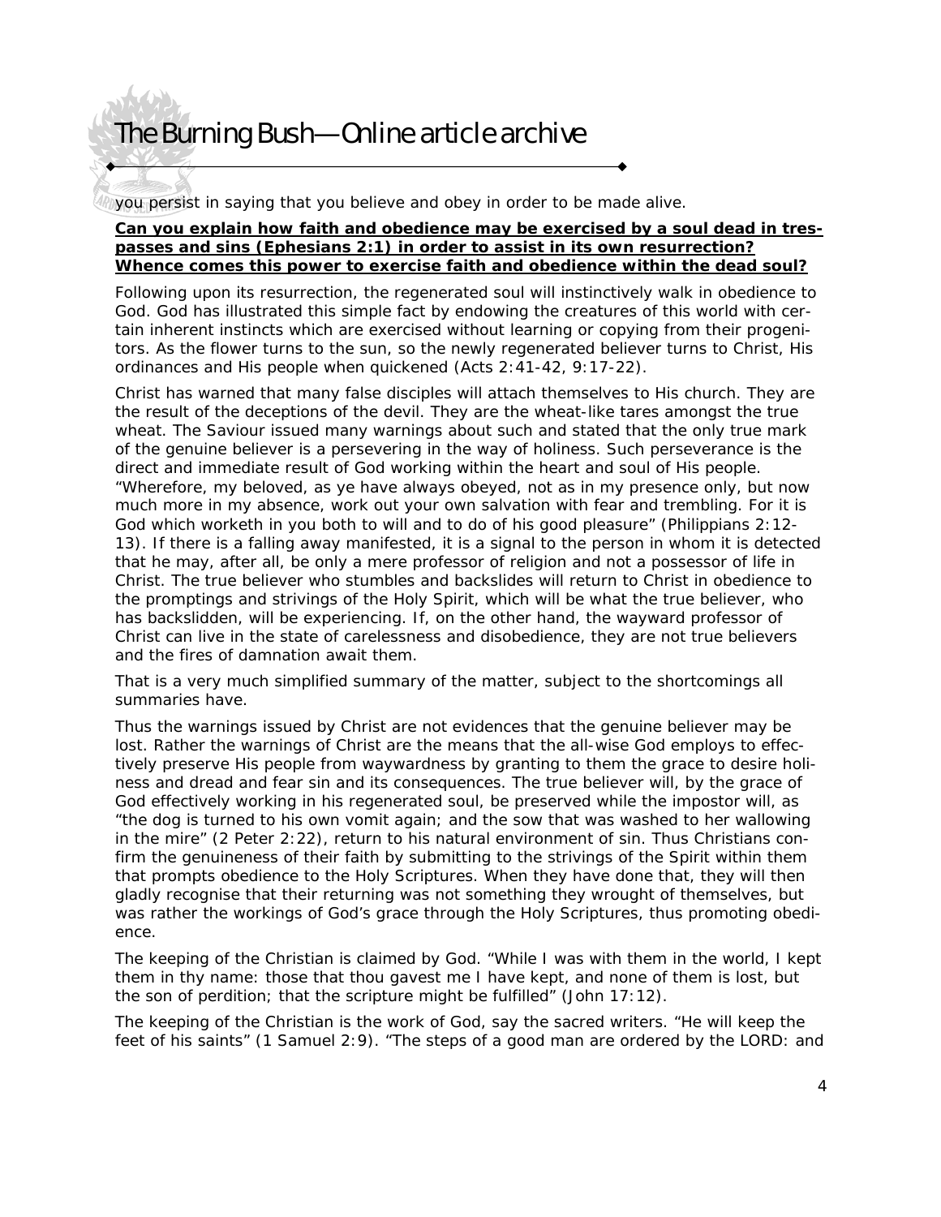you persist in saying that you believe and obey in order to be made alive.

**Can you explain how faith and obedience may be exercised by a soul dead in trespasses and sins (Ephesians 2:1) in order to assist in its own resurrection? Whence comes this power to exercise faith and obedience within the dead soul?**

Following upon its resurrection, the regenerated soul will instinctively walk in obedience to God. God has illustrated this simple fact by endowing the creatures of this world with certain inherent instincts which are exercised without learning or copying from their progenitors. As the flower turns to the sun, so the newly regenerated believer turns to Christ, His ordinances and His people when quickened (Acts 2:41-42, 9:17-22).

Christ has warned that many false disciples will attach themselves to His church. They are the result of the deceptions of the devil. They are the wheat-like tares amongst the true wheat. The Saviour issued many warnings about such and stated that the only true mark of the genuine believer is a persevering in the way of holiness. Such perseverance is the direct and immediate result of God working within the heart and soul of His people. "Wherefore, my beloved, as ye have always obeyed, not as in my presence only, but now much more in my absence, work out your own salvation with fear and trembling. For it is God which worketh in you both to will and to do of his good pleasure" (Philippians 2:12-13). If there is a falling away manifested, it is a signal to the person in whom it is detected that he may, after all, be only a mere professor of religion and not a possessor of life in Christ. The true believer who stumbles and backslides will return to Christ in obedience to the promptings and strivings of the Holy Spirit, which will be what the true believer, who has backslidden, will be experiencing. If, on the other hand, the wayward professor of Christ can live in the state of carelessness and disobedience, they are not true believers and the fires of damnation await them.

That is a very much simplified summary of the matter, subject to the shortcomings all summaries have.

Thus the warnings issued by Christ are not evidences that the genuine believer may be lost. Rather the warnings of Christ are the means that the all-wise God employs to effectively preserve His people from waywardness by granting to them the grace to desire holiness and dread and fear sin and its consequences. The true believer will, by the grace of God effectively working in his regenerated soul, be preserved while the impostor will, as "the dog is turned to his own vomit again; and the sow that was washed to her wallowing in the mire" (2 Peter 2:22), return to his natural environment of sin. Thus Christians confirm the genuineness of their faith by submitting to the strivings of the Spirit within them that prompts obedience to the Holy Scriptures. When they have done that, they will then gladly recognise that their returning was not something they wrought of themselves, but was rather the workings of God's grace through the Holy Scriptures, thus promoting obedience.

The keeping of the Christian is claimed by God. "While I was with them in the world, I kept them in thy name: those that thou gavest me I have kept, and none of them is lost, but the son of perdition; that the scripture might be fulfilled" (John 17:12).

The keeping of the Christian is the work of God, say the sacred writers. "He will keep the feet of his saints" (1 Samuel 2:9). "The steps of a good man are ordered by the LORD: and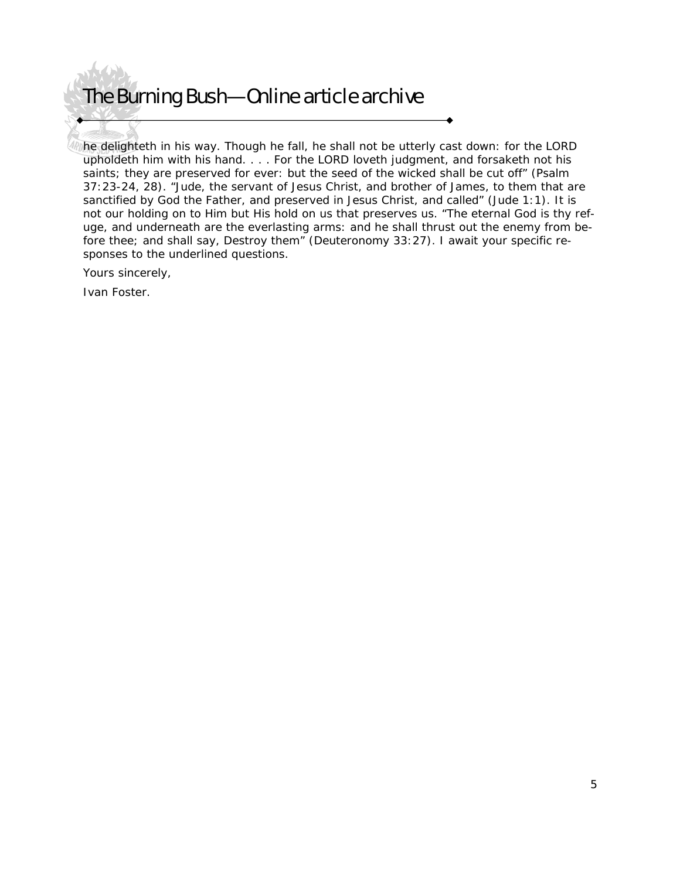he delighteth in his way. Though he fall, he shall not be utterly cast down: for the LORD upholdeth him with his hand. . . . For the LORD loveth judgment, and forsaketh not his saints; they are preserved for ever: but the seed of the wicked shall be cut off" (Psalm 37:23-24, 28). "Jude, the servant of Jesus Christ, and brother of James, to them that are sanctified by God the Father, and preserved in Jesus Christ, and called" (Jude 1:1). It is not our holding on to Him but His hold on us that preserves us. "The eternal God is thy refuge, and underneath are the everlasting arms: and he shall thrust out the enemy from before thee; and shall say, Destroy them" (Deuteronomy 33:27). I await your specific responses to the underlined questions.

Yours sincerely,

Ivan Foster.